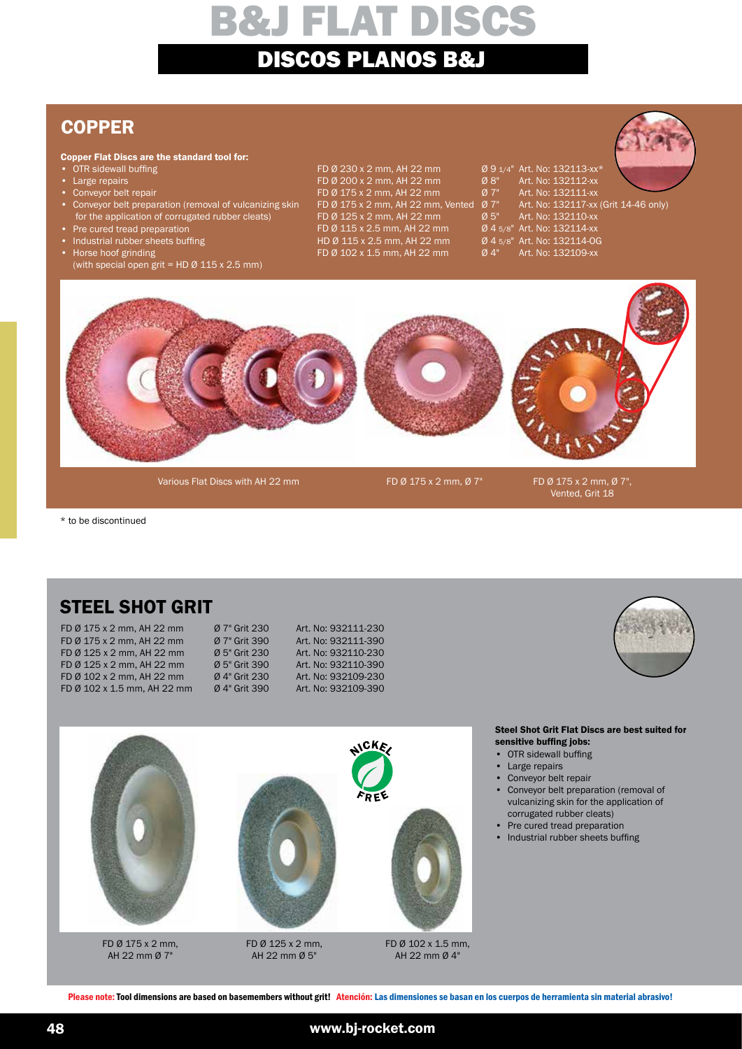# B&J FLAT DISCS

## DISCOS PLANOS B&J

## COPPER

**Copper Flat Discs are the standard tool for:**

- OTR sidewall buffing
- Large repairs
- Conveyor belt repair
- Conveyor belt preparation (removal of vulcanizing skin for the application of corrugated rubber cleats)
- Pre cured tread preparation
- Industrial rubber sheets buffing
- Horse hoof grinding (with special open grit = HD Ø 115 x 2.5 mm)

| | | |
|---|---|---|
| FD Ø 230 x 2 mm, AH 22 mm | Ø 9 1/4" | Art. No: 132113-xx* |
| FD Ø 200 x 2 mm, AH 22 mm | Ø 8" | Art. No: 132112-xx |
| FD Ø 175 x 2 mm, AH 22 mm | Ø 7" | Art. No: 132111-xx |
| FD Ø 175 x 2 mm, AH 22 mm, Vented | Ø 7" | Art. No: 132117-xx (Grit 14-46 only) |
| FD Ø 125 x 2 mm, AH 22 mm | Ø 5" | Art. No: 132110-xx |
| FD Ø 115 x 2.5 mm, AH 22 mm | Ø 4 5/8" | Art. No: 132114-xx |
| HD Ø 115 x 2.5 mm, AH 22 mm | Ø 4 5/8" | Art. No: 132114-OG |
| FD Ø 102 x 1.5 mm, AH 22 mm | Ø 4" | Art. No: 132109-xx |

Various Flat Discs with AH 22 mm

FD Ø 175 x 2 mm, Ø 7"

FD Ø 175 x 2 mm, Ø 7", Vented, Grit 18

* to be discontinued

## STEEL SHOT GRIT

| | | |
|---|---|---|
| FD Ø 175 x 2 mm, AH 22 mm | Ø 7" Grit 230 | Art. No: 932111-230 |
| FD Ø 175 x 2 mm, AH 22 mm | Ø 7" Grit 390 | Art. No: 932111-390 |
| FD Ø 125 x 2 mm, AH 22 mm | Ø 5" Grit 230 | Art. No: 932110-230 |
| FD Ø 125 x 2 mm, AH 22 mm | Ø 5" Grit 390 | Art. No: 932110-390 |
| FD Ø 102 x 2 mm, AH 22 mm | Ø 4" Grit 230 | Art. No: 932109-230 |
| FD Ø 102 x 1.5 mm, AH 22 mm | Ø 4" Grit 390 | Art. No: 932109-390 |

NICKEL FREE

FD Ø 175 x 2 mm, AH 22 mm Ø 7"

FD Ø 125 x 2 mm, AH 22 mm Ø 5"

FD Ø 102 x 1.5 mm, AH 22 mm Ø 4"

**Steel Shot Grit Flat Discs are best suited for sensitive buffing jobs:**

- OTR sidewall buffing
- Large repairs
- Conveyor belt repair
- Conveyor belt preparation (removal of vulcanizing skin for the application of corrugated rubber cleats)
- Pre cured tread preparation
- Industrial rubber sheets buffing

**Please note: Tool dimensions are based on basemembers without grit! Atención: Las dimensiones se basan en los cuerpos de herramienta sin material abrasivo!**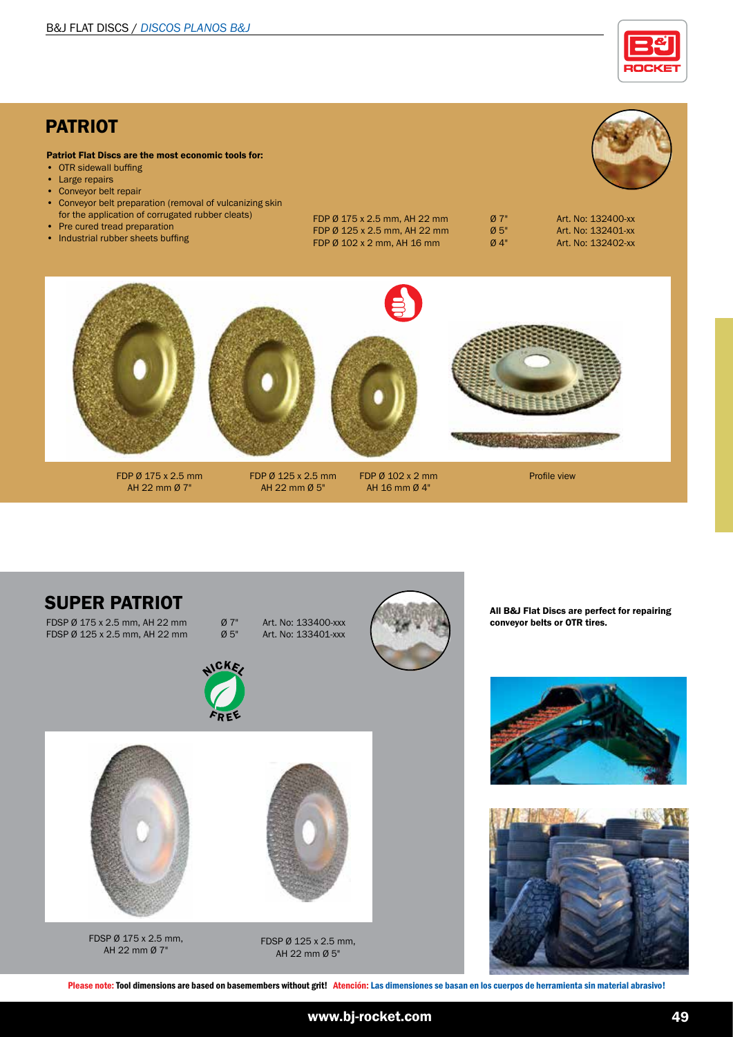## PATRIOT

**Patriot Flat Discs are the most economic tools for:**

- OTR sidewall buffing
- Large repairs
- Conveyor belt repair
- Conveyor belt preparation (removal of vulcanizing skin for the application of corrugated rubber cleats)
- Pre cured tread preparation
- Industrial rubber sheets buffing

| | | |
|---|---|---|
| FDP Ø 175 x 2.5 mm, AH 22 mm | Ø 7" | Art. No: 132400-xx |
| FDP Ø 125 x 2.5 mm, AH 22 mm | Ø 5" | Art. No: 132401-xx |
| FDP Ø 102 x 2 mm, AH 16 mm | Ø 4" | Art. No: 132402-xx |

FDP Ø 175 x 2.5 mm AH 22 mm Ø 7"

FDP Ø 125 x 2.5 mm AH 22 mm Ø 5"

FDP Ø 102 x 2 mm AH 16 mm Ø 4"

Profile view

## SUPER PATRIOT

| | | |
|---|---|---|
| FDSP Ø 175 x 2.5 mm, AH 22 mm | Ø 7" | Art. No: 133400-xxx |
| FDSP Ø 125 x 2.5 mm, AH 22 mm | Ø 5" | Art. No: 133401-xxx |

NICKEL FREE

FDSP Ø 175 x 2.5 mm, AH 22 mm Ø 7"

FDSP Ø 125 x 2.5 mm, AH 22 mm Ø 5"

**All B&J Flat Discs are perfect for repairing conveyor belts or OTR tires.**

**Please note: Tool dimensions are based on basemembers without grit! Atención: Las dimensiones se basan en los cuerpos de herramienta sin material abrasivo!**